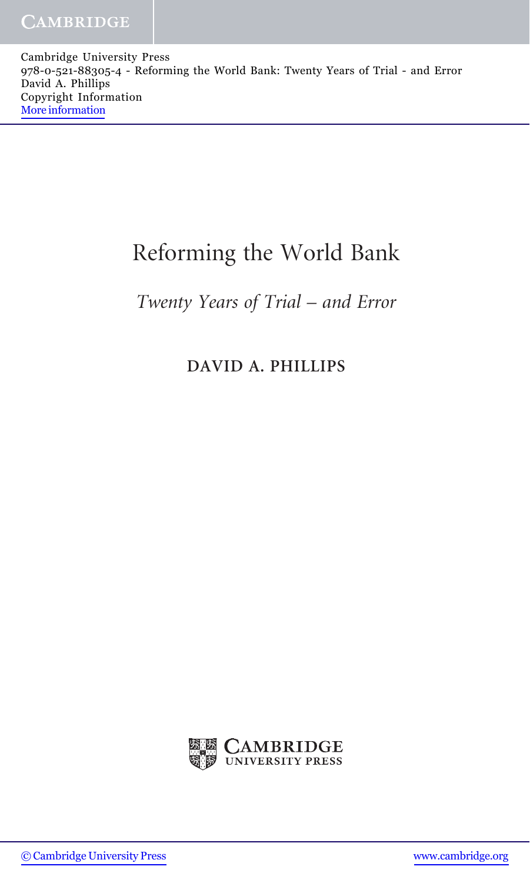# Reforming the World Bank

*Twenty Years of Trial – and Error*

**DAVID A. PHILLIPS**

CAMBRIDGE UNIVERSITY PRESS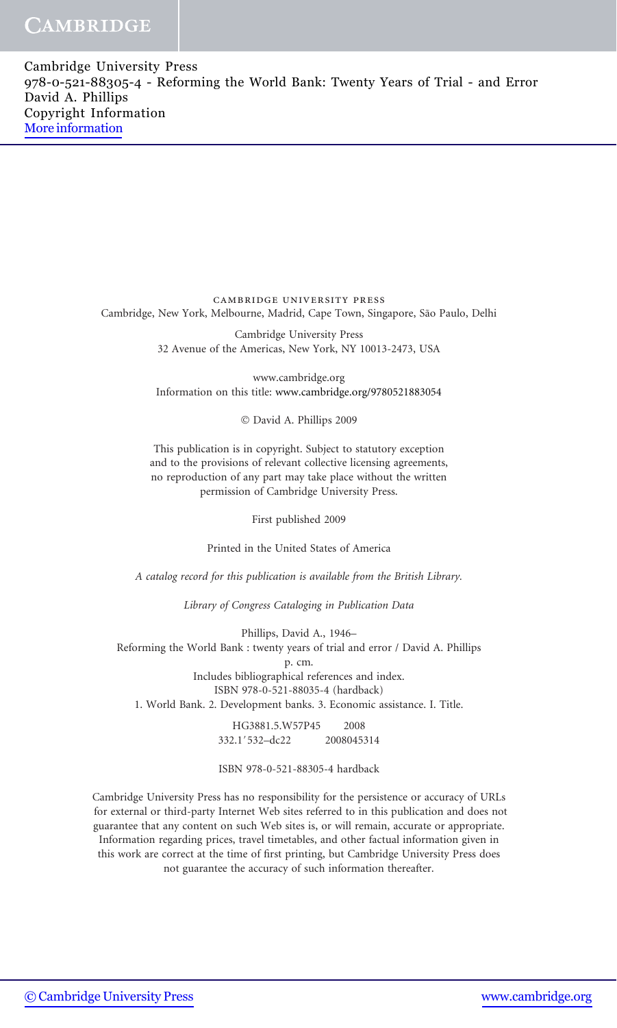Cambridge University Press
978-0-521-88305-4 - Reforming the World Bank: Twenty Years of Trial - and Error
David A. Phillips
Copyright Information
More information

CAMBRIDGE UNIVERSITY PRESS
Cambridge, New York, Melbourne, Madrid, Cape Town, Singapore, São Paulo, Delhi

Cambridge University Press
32 Avenue of the Americas, New York, NY 10013-2473, USA

www.cambridge.org
Information on this title: www.cambridge.org/9780521883054

© David A. Phillips 2009

This publication is in copyright. Subject to statutory exception
and to the provisions of relevant collective licensing agreements,
no reproduction of any part may take place without the written
permission of Cambridge University Press.

First published 2009

Printed in the United States of America

*A catalog record for this publication is available from the British Library.*

*Library of Congress Cataloging in Publication Data*

Phillips, David A., 1946–
Reforming the World Bank : twenty years of trial and error / David A. Phillips
p. cm.
Includes bibliographical references and index.
ISBN 978-0-521-88035-4 (hardback)
1. World Bank. 2. Development banks. 3. Economic assistance. I. Title.

HG3881.5.W57P45 2008
332.1′532–dc22 2008045314

ISBN 978-0-521-88305-4 hardback

Cambridge University Press has no responsibility for the persistence or accuracy of URLs
for external or third-party Internet Web sites referred to in this publication and does not
guarantee that any content on such Web sites is, or will remain, accurate or appropriate.
Information regarding prices, travel timetables, and other factual information given in
this work are correct at the time of first printing, but Cambridge University Press does
not guarantee the accuracy of such information thereafter.